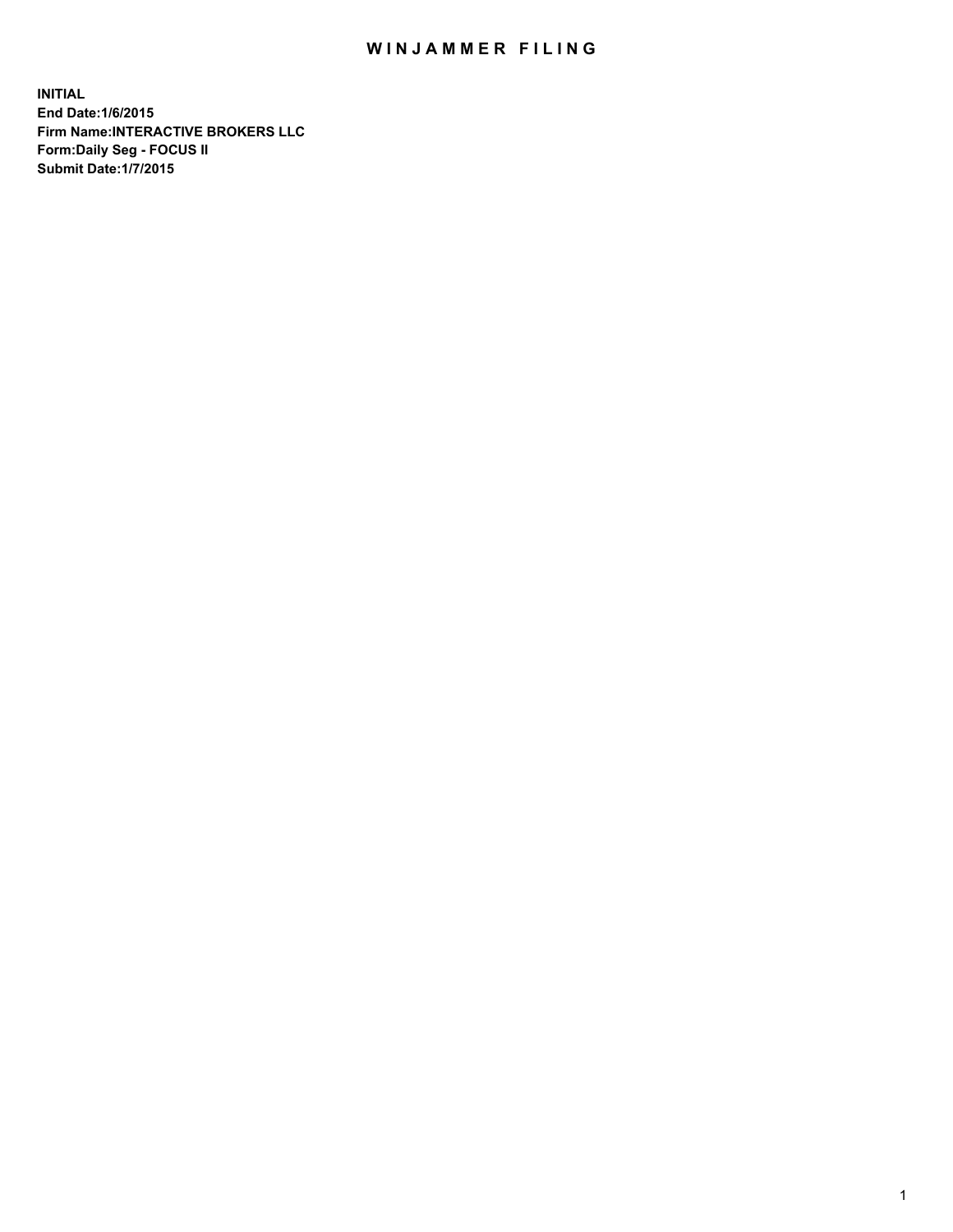# WINJAMMER FILING

**INITIAL**
**End Date:1/6/2015**
**Firm Name:INTERACTIVE BROKERS LLC**
**Form:Daily Seg - FOCUS II**
**Submit Date:1/7/2015**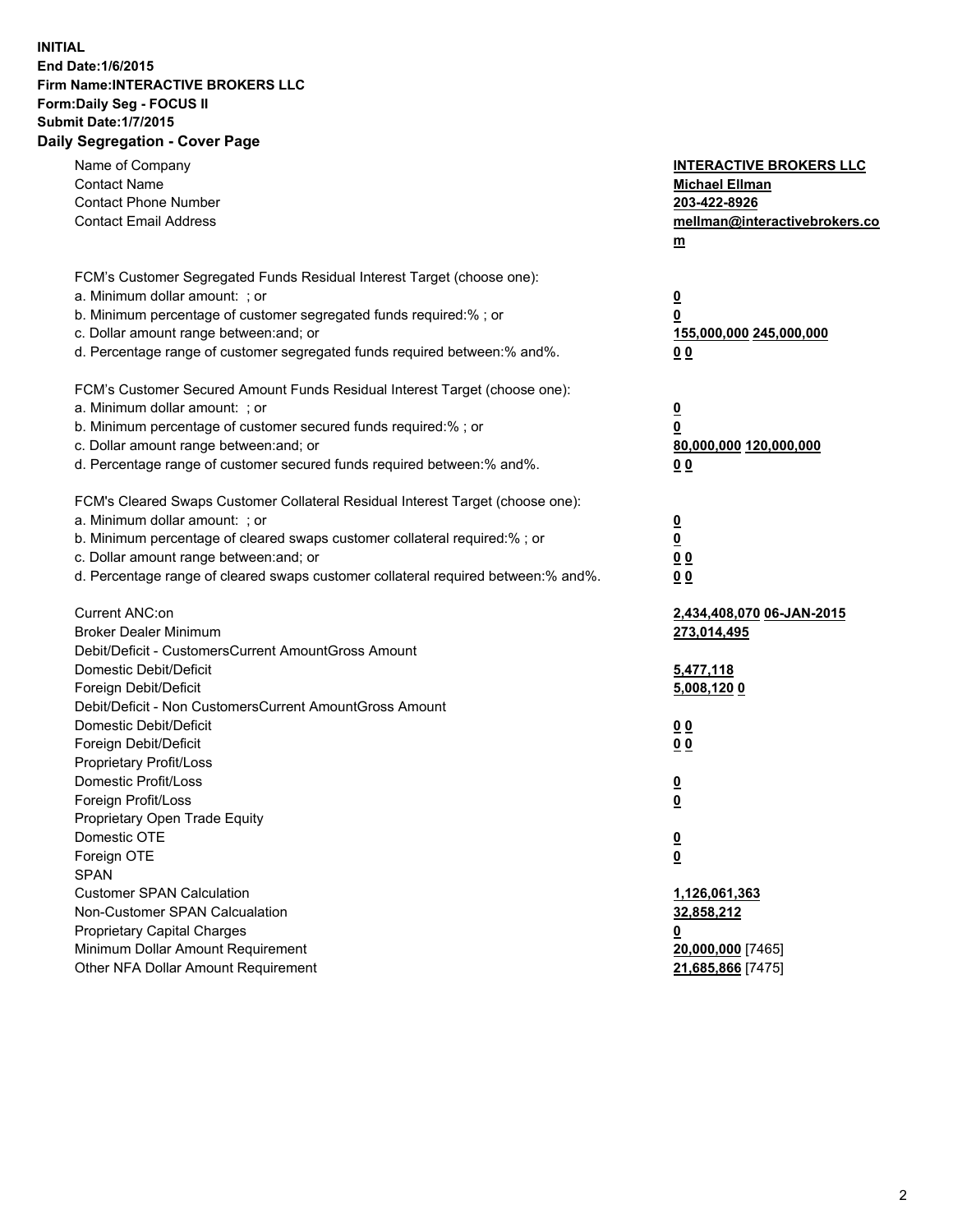**INITIAL**
**End Date:1/6/2015**
**Firm Name:INTERACTIVE BROKERS LLC**
**Form:Daily Seg - FOCUS II**
**Submit Date:1/7/2015**

## Daily Segregation - Cover Page

| | |
|---|---|
| Name of Company | **INTERACTIVE BROKERS LLC** |
| Contact Name | **Michael Ellman** |
| Contact Phone Number | **203-422-8926** |
| Contact Email Address | **mellman@interactivebrokers.com** |
| FCM's Customer Segregated Funds Residual Interest Target (choose one): | |
| a. Minimum dollar amount: ; or | **0** |
| b. Minimum percentage of customer segregated funds required:% ; or | **0** |
| c. Dollar amount range between:and; or | **155,000,000 245,000,000** |
| d. Percentage range of customer segregated funds required between:% and%. | **0 0** |
| FCM's Customer Secured Amount Funds Residual Interest Target (choose one): | |
| a. Minimum dollar amount: ; or | **0** |
| b. Minimum percentage of customer secured funds required:% ; or | **0** |
| c. Dollar amount range between:and; or | **80,000,000 120,000,000** |
| d. Percentage range of customer secured funds required between:% and%. | **0 0** |
| FCM's Cleared Swaps Customer Collateral Residual Interest Target (choose one): | |
| a. Minimum dollar amount: ; or | **0** |
| b. Minimum percentage of cleared swaps customer collateral required:% ; or | **0** |
| c. Dollar amount range between:and; or | **0 0** |
| d. Percentage range of cleared swaps customer collateral required between:% and%. | **0 0** |
| Current ANC:on | **2,434,408,070 06-JAN-2015** |
| Broker Dealer Minimum | **273,014,495** |
| Debit/Deficit - CustomersCurrent AmountGross Amount | |
| Domestic Debit/Deficit | **5,477,118** |
| Foreign Debit/Deficit | **5,008,120 0** |
| Debit/Deficit - Non CustomersCurrent AmountGross Amount | |
| Domestic Debit/Deficit | **0 0** |
| Foreign Debit/Deficit | **0 0** |
| Proprietary Profit/Loss | |
| Domestic Profit/Loss | **0** |
| Foreign Profit/Loss | **0** |
| Proprietary Open Trade Equity | |
| Domestic OTE | **0** |
| Foreign OTE | **0** |
| SPAN | |
| Customer SPAN Calculation | **1,126,061,363** |
| Non-Customer SPAN Calcualation | **32,858,212** |
| Proprietary Capital Charges | **0** |
| Minimum Dollar Amount Requirement | **20,000,000** [7465] |
| Other NFA Dollar Amount Requirement | **21,685,866** [7475] |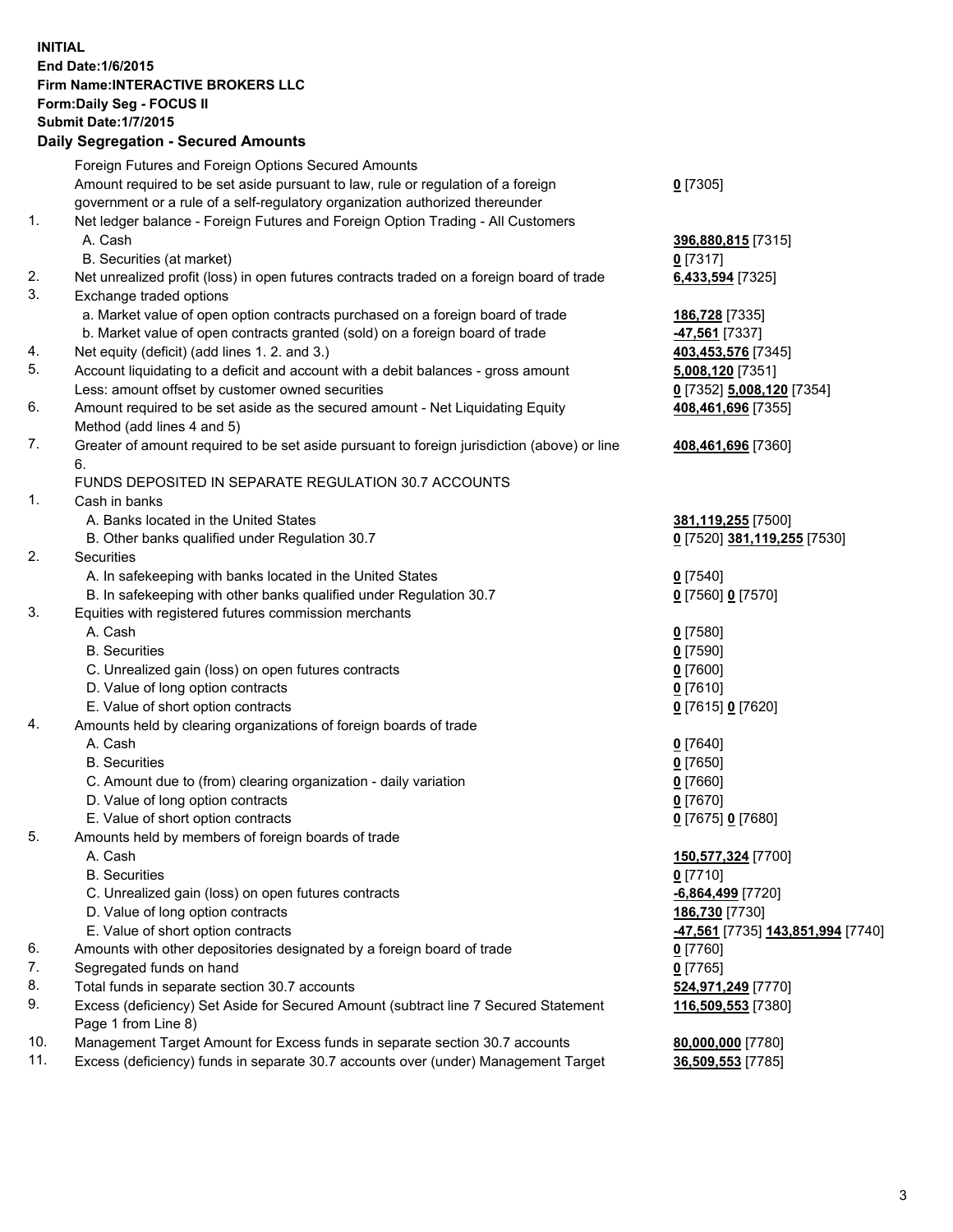**INITIAL**
**End Date:1/6/2015**
**Firm Name:INTERACTIVE BROKERS LLC**
**Form:Daily Seg - FOCUS II**
**Submit Date:1/7/2015**

## Daily Segregation - Secured Amounts

| | | |
|---|---|---|
| | Foreign Futures and Foreign Options Secured Amounts | |
| | Amount required to be set aside pursuant to law, rule or regulation of a foreign government or a rule of a self-regulatory organization authorized thereunder | **0** [7305] |
| 1. | Net ledger balance - Foreign Futures and Foreign Option Trading - All Customers | |
| | A. Cash | **396,880,815** [7315] |
| | B. Securities (at market) | **0** [7317] |
| 2. | Net unrealized profit (loss) in open futures contracts traded on a foreign board of trade | **6,433,594** [7325] |
| 3. | Exchange traded options | |
| | a. Market value of open option contracts purchased on a foreign board of trade | **186,728** [7335] |
| | b. Market value of open contracts granted (sold) on a foreign board of trade | **-47,561** [7337] |
| 4. | Net equity (deficit) (add lines 1. 2. and 3.) | **403,453,576** [7345] |
| 5. | Account liquidating to a deficit and account with a debit balances - gross amount | **5,008,120** [7351] |
| | Less: amount offset by customer owned securities | **0** [7352] **5,008,120** [7354] |
| 6. | Amount required to be set aside as the secured amount - Net Liquidating Equity Method (add lines 4 and 5) | **408,461,696** [7355] |
| 7. | Greater of amount required to be set aside pursuant to foreign jurisdiction (above) or line 6. | **408,461,696** [7360] |
| | FUNDS DEPOSITED IN SEPARATE REGULATION 30.7 ACCOUNTS | |
| 1. | Cash in banks | |
| | A. Banks located in the United States | **381,119,255** [7500] |
| | B. Other banks qualified under Regulation 30.7 | **0** [7520] **381,119,255** [7530] |
| 2. | Securities | |
| | A. In safekeeping with banks located in the United States | **0** [7540] |
| | B. In safekeeping with other banks qualified under Regulation 30.7 | **0** [7560] **0** [7570] |
| 3. | Equities with registered futures commission merchants | |
| | A. Cash | **0** [7580] |
| | B. Securities | **0** [7590] |
| | C. Unrealized gain (loss) on open futures contracts | **0** [7600] |
| | D. Value of long option contracts | **0** [7610] |
| | E. Value of short option contracts | **0** [7615] **0** [7620] |
| 4. | Amounts held by clearing organizations of foreign boards of trade | |
| | A. Cash | **0** [7640] |
| | B. Securities | **0** [7650] |
| | C. Amount due to (from) clearing organization - daily variation | **0** [7660] |
| | D. Value of long option contracts | **0** [7670] |
| | E. Value of short option contracts | **0** [7675] **0** [7680] |
| 5. | Amounts held by members of foreign boards of trade | |
| | A. Cash | **150,577,324** [7700] |
| | B. Securities | **0** [7710] |
| | C. Unrealized gain (loss) on open futures contracts | **-6,864,499** [7720] |
| | D. Value of long option contracts | **186,730** [7730] |
| | E. Value of short option contracts | **-47,561** [7735] **143,851,994** [7740] |
| 6. | Amounts with other depositories designated by a foreign board of trade | **0** [7760] |
| 7. | Segregated funds on hand | **0** [7765] |
| 8. | Total funds in separate section 30.7 accounts | **524,971,249** [7770] |
| 9. | Excess (deficiency) Set Aside for Secured Amount (subtract line 7 Secured Statement Page 1 from Line 8) | **116,509,553** [7380] |
| 10. | Management Target Amount for Excess funds in separate section 30.7 accounts | **80,000,000** [7780] |
| 11. | Excess (deficiency) funds in separate 30.7 accounts over (under) Management Target | **36,509,553** [7785] |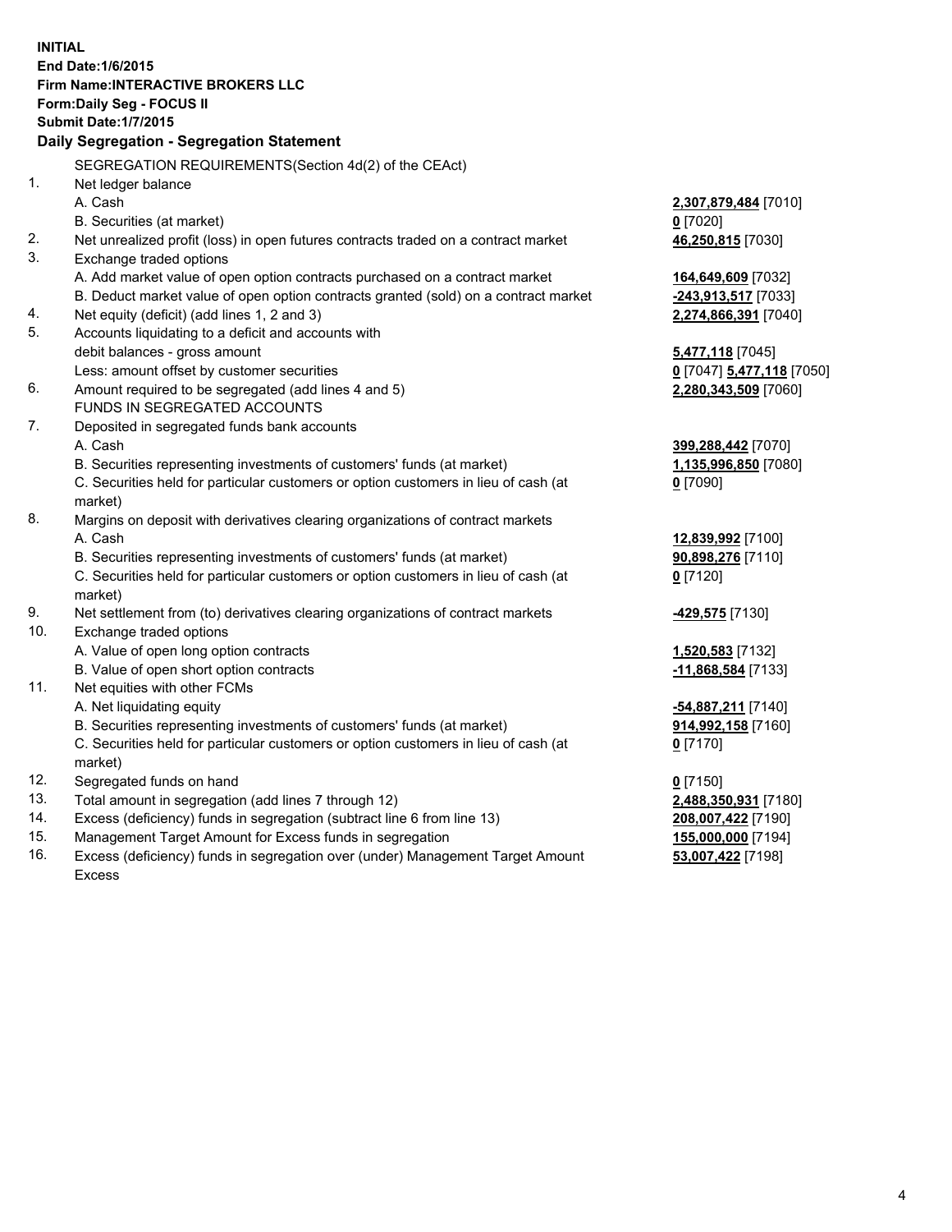**INITIAL**
**End Date:1/6/2015**
**Firm Name:INTERACTIVE BROKERS LLC**
**Form:Daily Seg - FOCUS II**
**Submit Date:1/7/2015**
**Daily Segregation - Segregation Statement**

SEGREGATION REQUIREMENTS(Section 4d(2) of the CEAct)

| | | |
|---|---|---|
| 1. | Net ledger balance | |
| | A. Cash | **2,307,879,484** [7010] |
| | B. Securities (at market) | **0** [7020] |
| 2. | Net unrealized profit (loss) in open futures contracts traded on a contract market | **46,250,815** [7030] |
| 3. | Exchange traded options | |
| | A. Add market value of open option contracts purchased on a contract market | **164,649,609** [7032] |
| | B. Deduct market value of open option contracts granted (sold) on a contract market | **-243,913,517** [7033] |
| 4. | Net equity (deficit) (add lines 1, 2 and 3) | **2,274,866,391** [7040] |
| 5. | Accounts liquidating to a deficit and accounts with debit balances - gross amount | **5,477,118** [7045] |
| | Less: amount offset by customer securities | **0** [7047] **5,477,118** [7050] |
| 6. | Amount required to be segregated (add lines 4 and 5) | **2,280,343,509** [7060] |
| | FUNDS IN SEGREGATED ACCOUNTS | |
| 7. | Deposited in segregated funds bank accounts | |
| | A. Cash | **399,288,442** [7070] |
| | B. Securities representing investments of customers' funds (at market) | **1,135,996,850** [7080] |
| | C. Securities held for particular customers or option customers in lieu of cash (at market) | **0** [7090] |
| 8. | Margins on deposit with derivatives clearing organizations of contract markets | |
| | A. Cash | **12,839,992** [7100] |
| | B. Securities representing investments of customers' funds (at market) | **90,898,276** [7110] |
| | C. Securities held for particular customers or option customers in lieu of cash (at market) | **0** [7120] |
| 9. | Net settlement from (to) derivatives clearing organizations of contract markets | **-429,575** [7130] |
| 10. | Exchange traded options | |
| | A. Value of open long option contracts | **1,520,583** [7132] |
| | B. Value of open short option contracts | **-11,868,584** [7133] |
| 11. | Net equities with other FCMs | |
| | A. Net liquidating equity | **-54,887,211** [7140] |
| | B. Securities representing investments of customers' funds (at market) | **914,992,158** [7160] |
| | C. Securities held for particular customers or option customers in lieu of cash (at market) | **0** [7170] |
| 12. | Segregated funds on hand | **0** [7150] |
| 13. | Total amount in segregation (add lines 7 through 12) | **2,488,350,931** [7180] |
| 14. | Excess (deficiency) funds in segregation (subtract line 6 from line 13) | **208,007,422** [7190] |
| 15. | Management Target Amount for Excess funds in segregation | **155,000,000** [7194] |
| 16. | Excess (deficiency) funds in segregation over (under) Management Target Amount Excess | **53,007,422** [7198] |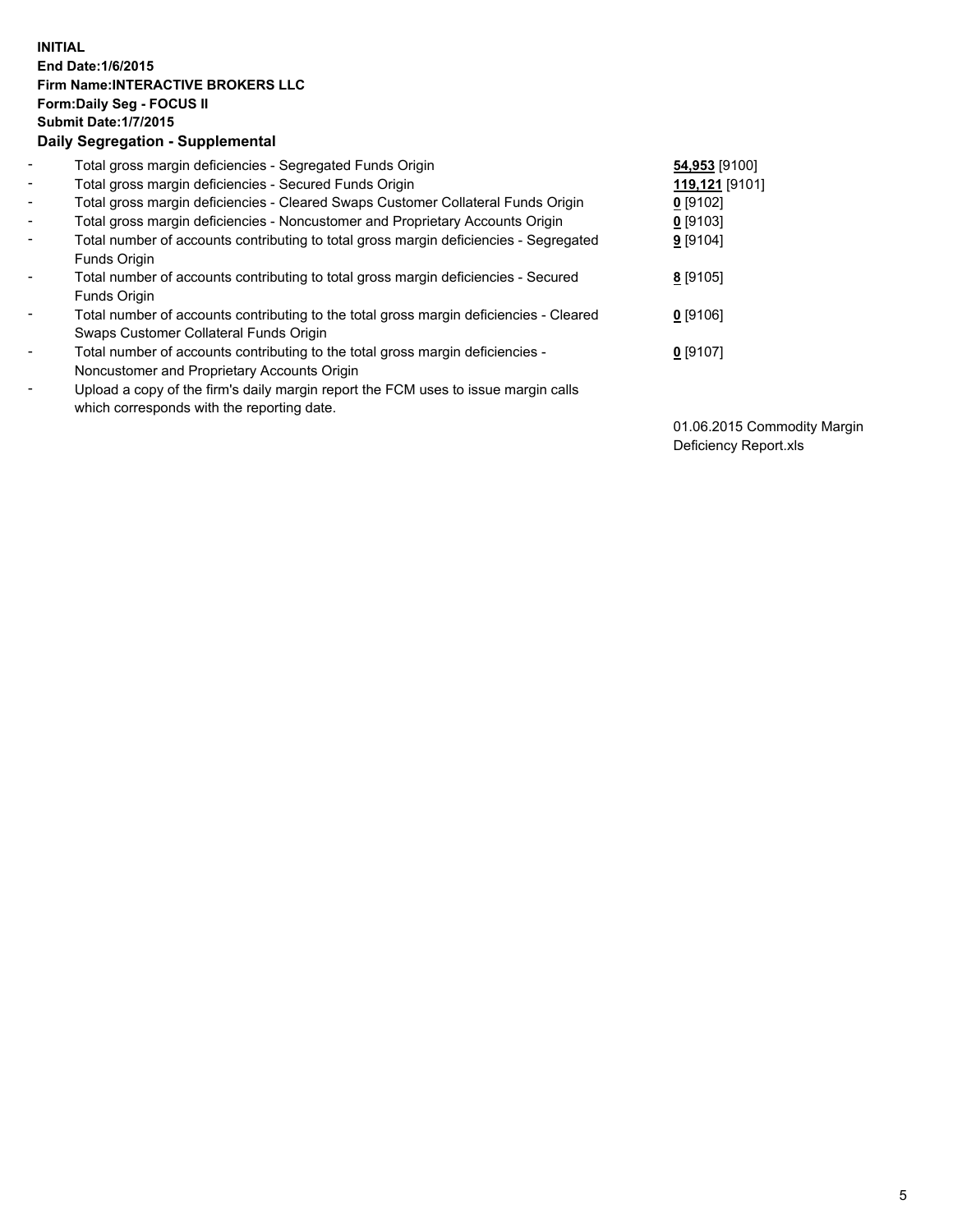**INITIAL**
**End Date:1/6/2015**
**Firm Name:INTERACTIVE BROKERS LLC**
**Form:Daily Seg - FOCUS II**
**Submit Date:1/7/2015**

### Daily Segregation - Supplemental

| | | |
|---|---|---|
| - | Total gross margin deficiencies - Segregated Funds Origin | **54,953** [9100] |
| - | Total gross margin deficiencies - Secured Funds Origin | **119,121** [9101] |
| - | Total gross margin deficiencies - Cleared Swaps Customer Collateral Funds Origin | **0** [9102] |
| - | Total gross margin deficiencies - Noncustomer and Proprietary Accounts Origin | **0** [9103] |
| - | Total number of accounts contributing to total gross margin deficiencies - Segregated Funds Origin | **9** [9104] |
| - | Total number of accounts contributing to total gross margin deficiencies - Secured Funds Origin | **8** [9105] |
| - | Total number of accounts contributing to the total gross margin deficiencies - Cleared Swaps Customer Collateral Funds Origin | **0** [9106] |
| - | Total number of accounts contributing to the total gross margin deficiencies - Noncustomer and Proprietary Accounts Origin | **0** [9107] |
| - | Upload a copy of the firm's daily margin report the FCM uses to issue margin calls which corresponds with the reporting date. | 01.06.2015 Commodity Margin Deficiency Report.xls |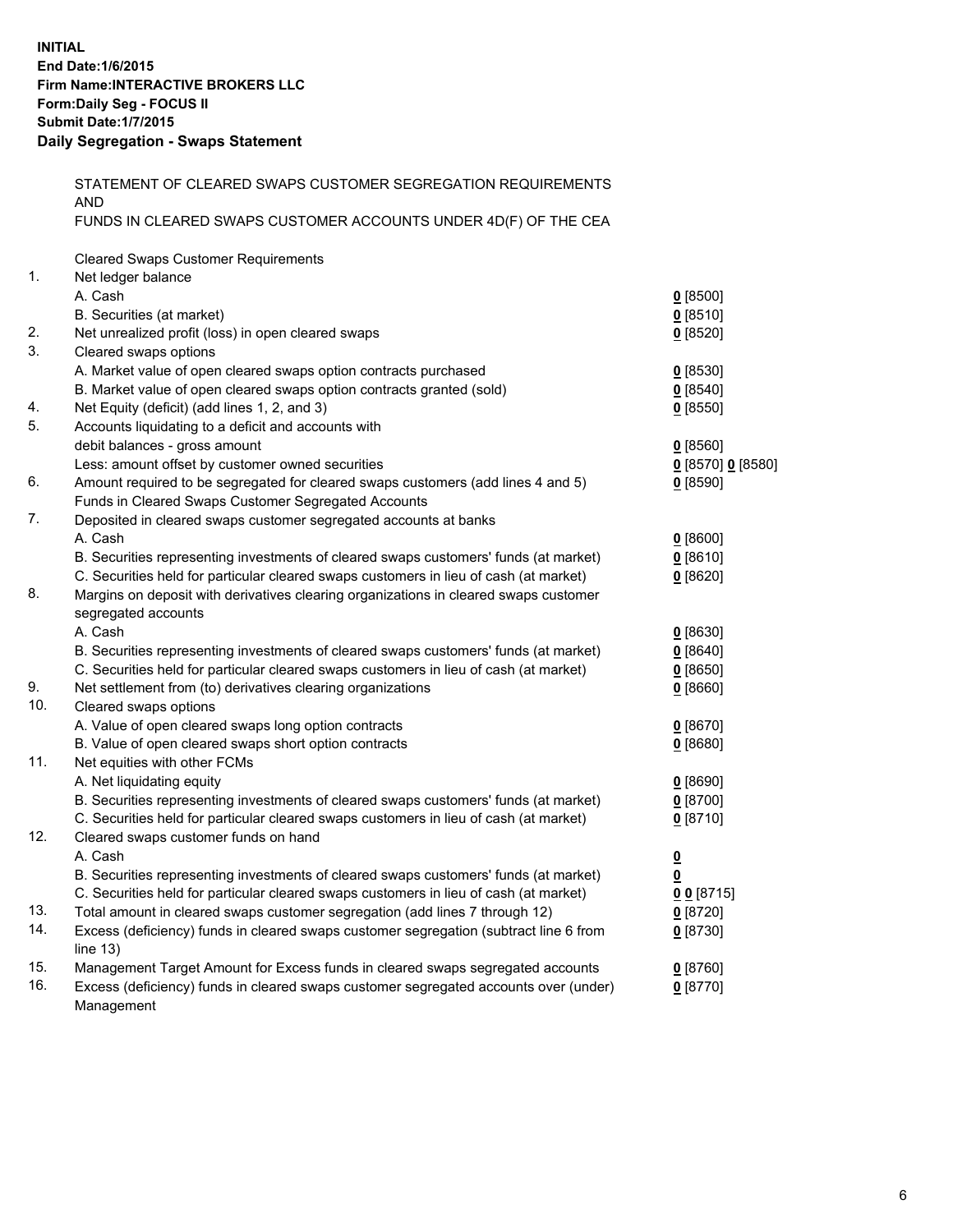**INITIAL**
**End Date:1/6/2015**
**Firm Name:INTERACTIVE BROKERS LLC**
**Form:Daily Seg - FOCUS II**
**Submit Date:1/7/2015**
**Daily Segregation - Swaps Statement**

STATEMENT OF CLEARED SWAPS CUSTOMER SEGREGATION REQUIREMENTS AND FUNDS IN CLEARED SWAPS CUSTOMER ACCOUNTS UNDER 4D(F) OF THE CEA

| | | |
|---|---|---|
| | Cleared Swaps Customer Requirements | |
| 1. | Net ledger balance | |
| | A. Cash | 0 [8500] |
| | B. Securities (at market) | 0 [8510] |
| 2. | Net unrealized profit (loss) in open cleared swaps | 0 [8520] |
| 3. | Cleared swaps options | |
| | A. Market value of open cleared swaps option contracts purchased | 0 [8530] |
| | B. Market value of open cleared swaps option contracts granted (sold) | 0 [8540] |
| 4. | Net Equity (deficit) (add lines 1, 2, and 3) | 0 [8550] |
| 5. | Accounts liquidating to a deficit and accounts with debit balances - gross amount | 0 [8560] |
| | Less: amount offset by customer owned securities | 0 [8570] 0 [8580] |
| 6. | Amount required to be segregated for cleared swaps customers (add lines 4 and 5) | 0 [8590] |
| | Funds in Cleared Swaps Customer Segregated Accounts | |
| 7. | Deposited in cleared swaps customer segregated accounts at banks | |
| | A. Cash | 0 [8600] |
| | B. Securities representing investments of cleared swaps customers' funds (at market) | 0 [8610] |
| | C. Securities held for particular cleared swaps customers in lieu of cash (at market) | 0 [8620] |
| 8. | Margins on deposit with derivatives clearing organizations in cleared swaps customer segregated accounts | |
| | A. Cash | 0 [8630] |
| | B. Securities representing investments of cleared swaps customers' funds (at market) | 0 [8640] |
| | C. Securities held for particular cleared swaps customers in lieu of cash (at market) | 0 [8650] |
| 9. | Net settlement from (to) derivatives clearing organizations | 0 [8660] |
| 10. | Cleared swaps options | |
| | A. Value of open cleared swaps long option contracts | 0 [8670] |
| | B. Value of open cleared swaps short option contracts | 0 [8680] |
| 11. | Net equities with other FCMs | |
| | A. Net liquidating equity | 0 [8690] |
| | B. Securities representing investments of cleared swaps customers' funds (at market) | 0 [8700] |
| | C. Securities held for particular cleared swaps customers in lieu of cash (at market) | 0 [8710] |
| 12. | Cleared swaps customer funds on hand | |
| | A. Cash | 0 |
| | B. Securities representing investments of cleared swaps customers' funds (at market) | 0 |
| | C. Securities held for particular cleared swaps customers in lieu of cash (at market) | 0 0 [8715] |
| 13. | Total amount in cleared swaps customer segregation (add lines 7 through 12) | 0 [8720] |
| 14. | Excess (deficiency) funds in cleared swaps customer segregation (subtract line 6 from line 13) | 0 [8730] |
| 15. | Management Target Amount for Excess funds in cleared swaps segregated accounts | 0 [8760] |
| 16. | Excess (deficiency) funds in cleared swaps customer segregated accounts over (under) Management | 0 [8770] |